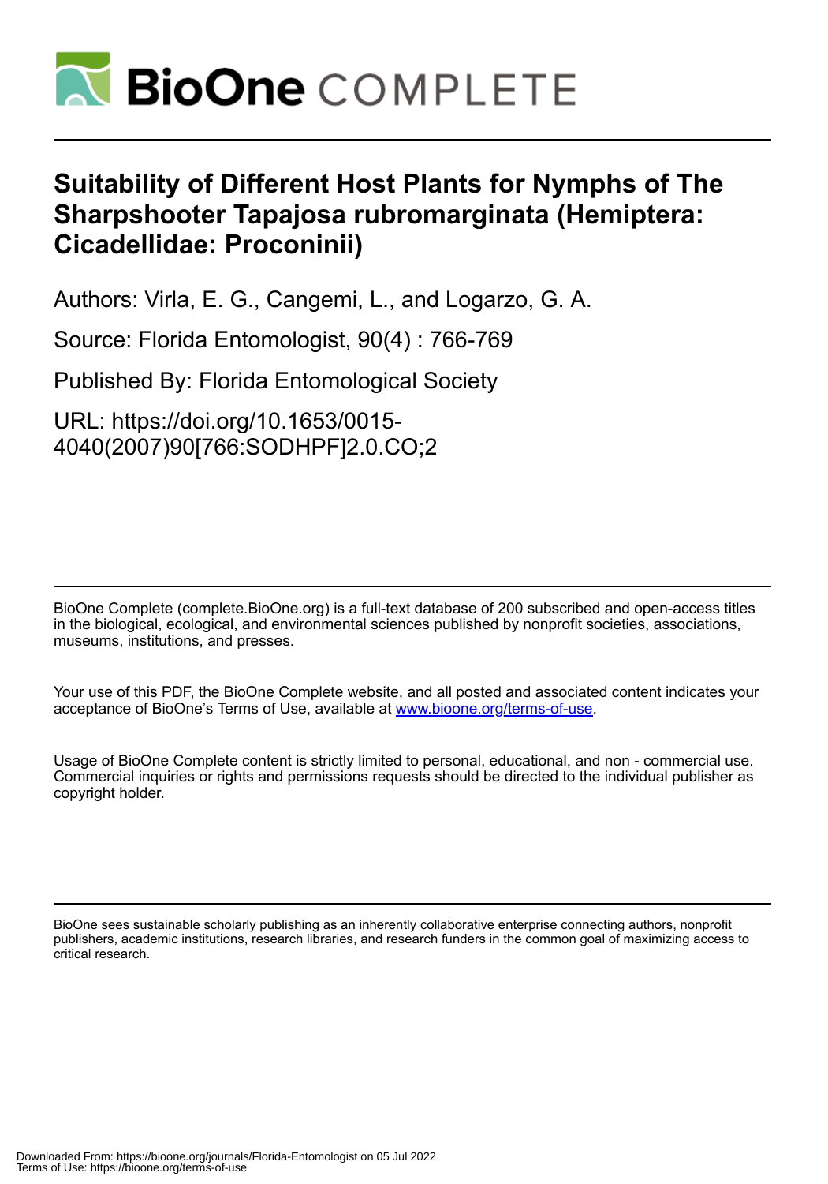# Suitability of Different Host Plants for Nymphs of The Sharpshooter Tapajosa rubromarginata (Hemiptera: Cicadellidae: Proconinii)

Authors: Virla, E. G., Cangemi, L., and Logarzo, G. A.

Source: Florida Entomologist, 90(4) : 766-769

Published By: Florida Entomological Society

URL: https://doi.org/10.1653/0015-4040(2007)90[766:SODHPF]2.0.CO;2

BioOne Complete (complete.BioOne.org) is a full-text database of 200 subscribed and open-access titles in the biological, ecological, and environmental sciences published by nonprofit societies, associations, museums, institutions, and presses.

Your use of this PDF, the BioOne Complete website, and all posted and associated content indicates your acceptance of BioOne's Terms of Use, available at www.bioone.org/terms-of-use.

Usage of BioOne Complete content is strictly limited to personal, educational, and non - commercial use. Commercial inquiries or rights and permissions requests should be directed to the individual publisher as copyright holder.

BioOne sees sustainable scholarly publishing as an inherently collaborative enterprise connecting authors, nonprofit publishers, academic institutions, research libraries, and research funders in the common goal of maximizing access to critical research.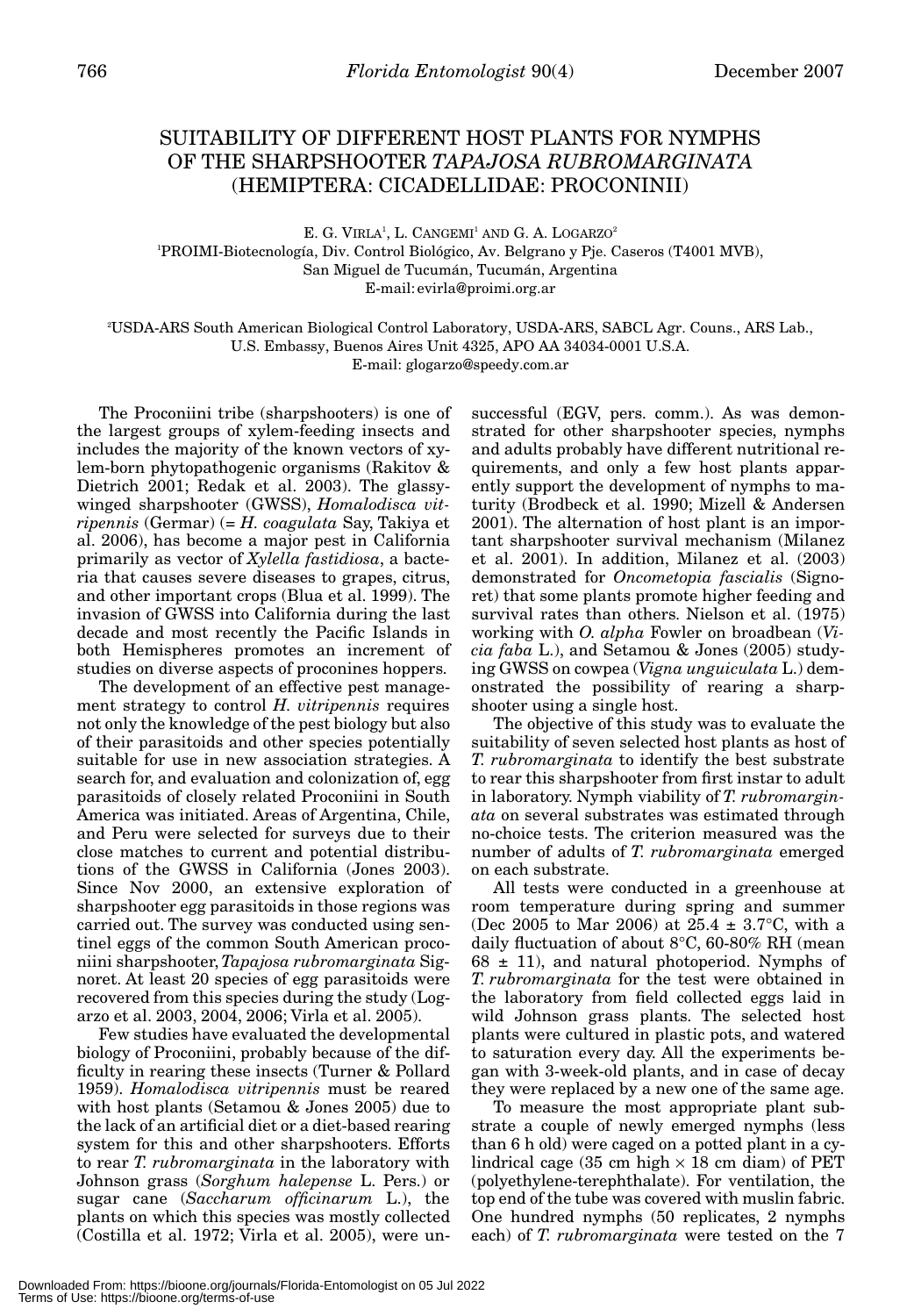# SUITABILITY OF DIFFERENT HOST PLANTS FOR NYMPHS OF THE SHARPSHOOTER *TAPAJOSA RUBROMARGINATA* (HEMIPTERA: CICADELLIDAE: PROCONINII)

E. G. VIRLA[1], L. CANGEMI[1] AND G. A. LOGARZO[2]

[1]PROIMI-Biotecnología, Div. Control Biológico, Av. Belgrano y Pje. Caseros (T4001 MVB), San Miguel de Tucumán, Tucumán, Argentina
E-mail: evirla@proimi.org.ar

[2]USDA-ARS South American Biological Control Laboratory, USDA-ARS, SABCL Agr. Couns., ARS Lab., U.S. Embassy, Buenos Aires Unit 4325, APO AA 34034-0001 U.S.A.
E-mail: glogarzo@speedy.com.ar

The Proconiini tribe (sharpshooters) is one of the largest groups of xylem-feeding insects and includes the majority of the known vectors of xylem-born phytopathogenic organisms (Rakitov & Dietrich 2001; Redak et al. 2003). The glassy-winged sharpshooter (GWSS), *Homalodisca vitripennis* (Germar) (= *H. coagulata* Say, Takiya et al. 2006), has become a major pest in California primarily as vector of *Xylella fastidiosa*, a bacteria that causes severe diseases to grapes, citrus, and other important crops (Blua et al. 1999). The invasion of GWSS into California during the last decade and most recently the Pacific Islands in both Hemispheres promotes an increment of studies on diverse aspects of proconines hoppers.

The development of an effective pest management strategy to control *H. vitripennis* requires not only the knowledge of the pest biology but also of their parasitoids and other species potentially suitable for use in new association strategies. A search for, and evaluation and colonization of, egg parasitoids of closely related Proconiini in South America was initiated. Areas of Argentina, Chile, and Peru were selected for surveys due to their close matches to current and potential distributions of the GWSS in California (Jones 2003). Since Nov 2000, an extensive exploration of sharpshooter egg parasitoids in those regions was carried out. The survey was conducted using sentinel eggs of the common South American proconiini sharpshooter, *Tapajosa rubromarginata* Signoret. At least 20 species of egg parasitoids were recovered from this species during the study (Logarzo et al. 2003, 2004, 2006; Virla et al. 2005).

Few studies have evaluated the developmental biology of Proconiini, probably because of the difficulty in rearing these insects (Turner & Pollard 1959). *Homalodisca vitripennis* must be reared with host plants (Setamou & Jones 2005) due to the lack of an artificial diet or a diet-based rearing system for this and other sharpshooters. Efforts to rear *T. rubromarginata* in the laboratory with Johnson grass (*Sorghum halepense* L. Pers.) or sugar cane (*Saccharum officinarum* L.), the plants on which this species was mostly collected (Costilla et al. 1972; Virla et al. 2005), were unsuccessful (EGV, pers. comm.). As was demonstrated for other sharpshooter species, nymphs and adults probably have different nutritional requirements, and only a few host plants apparently support the development of nymphs to maturity (Brodbeck et al. 1990; Mizell & Andersen 2001). The alternation of host plant is an important sharpshooter survival mechanism (Milanez et al. 2001). In addition, Milanez et al. (2003) demonstrated for *Oncometopia fascialis* (Signoret) that some plants promote higher feeding and survival rates than others. Nielson et al. (1975) working with *O. alpha* Fowler on broadbean (*Vicia faba* L.), and Setamou & Jones (2005) studying GWSS on cowpea (*Vigna unguiculata* L.) demonstrated the possibility of rearing a sharpshooter using a single host.

The objective of this study was to evaluate the suitability of seven selected host plants as host of *T. rubromarginata* to identify the best substrate to rear this sharpshooter from first instar to adult in laboratory. Nymph viability of *T. rubromarginata* on several substrates was estimated through no-choice tests. The criterion measured was the number of adults of *T. rubromarginata* emerged on each substrate.

All tests were conducted in a greenhouse at room temperature during spring and summer (Dec 2005 to Mar 2006) at $25.4 \pm 3.7$°C, with a daily fluctuation of about 8°C, 60-80% RH (mean $68 \pm 11$), and natural photoperiod. Nymphs of *T. rubromarginata* for the test were obtained in the laboratory from field collected eggs laid in wild Johnson grass plants. The selected host plants were cultured in plastic pots, and watered to saturation every day. All the experiments began with 3-week-old plants, and in case of decay they were replaced by a new one of the same age.

To measure the most appropriate plant substrate a couple of newly emerged nymphs (less than 6 h old) were caged on a potted plant in a cylindrical cage (35 cm high × 18 cm diam) of PET (polyethylene-terephthalate). For ventilation, the top end of the tube was covered with muslin fabric. One hundred nymphs (50 replicates, 2 nymphs each) of *T. rubromarginata* were tested on the 7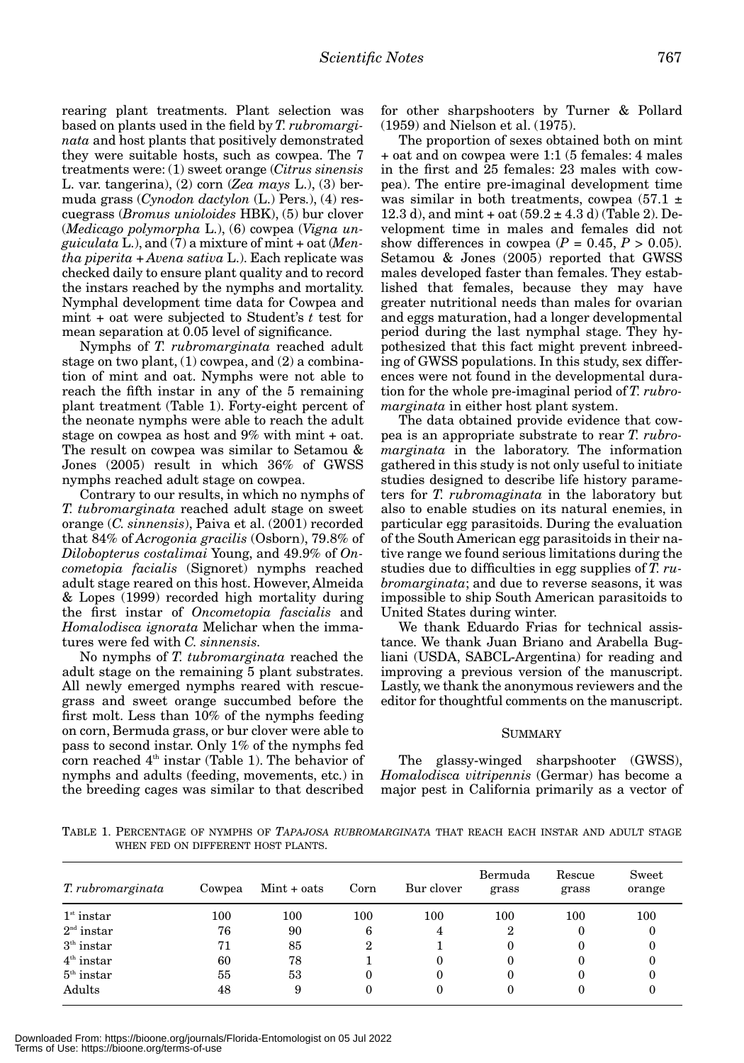rearing plant treatments. Plant selection was based on plants used in the field by *T. rubromarginata* and host plants that positively demonstrated they were suitable hosts, such as cowpea. The 7 treatments were: (1) sweet orange (*Citrus sinensis* L. var. tangerina), (2) corn (*Zea mays* L.), (3) bermuda grass (*Cynodon dactylon* (L.) Pers.), (4) rescuegrass (*Bromus unioloides* HBK), (5) bur clover (*Medicago polymorpha* L.), (6) cowpea (*Vigna unguiculata* L.), and (7) a mixture of mint + oat (*Mentha piperita* + *Avena sativa* L.). Each replicate was checked daily to ensure plant quality and to record the instars reached by the nymphs and mortality. Nymphal development time data for Cowpea and mint + oat were subjected to Student's *t* test for mean separation at 0.05 level of significance.

Nymphs of *T. rubromarginata* reached adult stage on two plant, (1) cowpea, and (2) a combination of mint and oat. Nymphs were not able to reach the fifth instar in any of the 5 remaining plant treatment (Table 1). Forty-eight percent of the neonate nymphs were able to reach the adult stage on cowpea as host and 9% with mint + oat. The result on cowpea was similar to Setamou & Jones (2005) result in which 36% of GWSS nymphs reached adult stage on cowpea.

Contrary to our results, in which no nymphs of *T. tubromarginata* reached adult stage on sweet orange (*C. sinnensis*), Paiva et al. (2001) recorded that 84% of *Acrogonia gracilis* (Osborn), 79.8% of *Dilobopterus costalimai* Young, and 49.9% of *Oncometopia facialis* (Signoret) nymphs reached adult stage reared on this host. However, Almeida & Lopes (1999) recorded high mortality during the first instar of *Oncometopia fascialis* and *Homalodisca ignorata* Melichar when the immatures were fed with *C. sinnensis*.

No nymphs of *T. tubromarginata* reached the adult stage on the remaining 5 plant substrates. All newly emerged nymphs reared with rescuegrass and sweet orange succumbed before the first molt. Less than 10% of the nymphs feeding on corn, Bermuda grass, or bur clover were able to pass to second instar. Only 1% of the nymphs fed corn reached 4th instar (Table 1). The behavior of nymphs and adults (feeding, movements, etc.) in the breeding cages was similar to that described for other sharpshooters by Turner & Pollard (1959) and Nielson et al. (1975).

The proportion of sexes obtained both on mint + oat and on cowpea were 1:1 (5 females: 4 males in the first and 25 females: 23 males with cowpea). The entire pre-imaginal development time was similar in both treatments, cowpea (57.1 ± 12.3 d), and mint + oat (59.2 ± 4.3 d) (Table 2). Development time in males and females did not show differences in cowpea ($P = 0.45$, $P > 0.05$). Setamou & Jones (2005) reported that GWSS males developed faster than females. They established that females, because they may have greater nutritional needs than males for ovarian and eggs maturation, had a longer developmental period during the last nymphal stage. They hypothesized that this fact might prevent inbreeding of GWSS populations. In this study, sex differences were not found in the developmental duration for the whole pre-imaginal period of *T. rubromarginata* in either host plant system.

The data obtained provide evidence that cowpea is an appropriate substrate to rear *T. rubromarginata* in the laboratory. The information gathered in this study is not only useful to initiate studies designed to describe life history parameters for *T. rubromaginata* in the laboratory but also to enable studies on its natural enemies, in particular egg parasitoids. During the evaluation of the South American egg parasitoids in their native range we found serious limitations during the studies due to difficulties in egg supplies of *T. rubromarginata*; and due to reverse seasons, it was impossible to ship South American parasitoids to United States during winter.

We thank Eduardo Frias for technical assistance. We thank Juan Briano and Arabella Bugliani (USDA, SABCL-Argentina) for reading and improving a previous version of the manuscript. Lastly, we thank the anonymous reviewers and the editor for thoughtful comments on the manuscript.

## Summary

The glassy-winged sharpshooter (GWSS), *Homalodisca vitripennis* (Germar) has become a major pest in California primarily as a vector of

TABLE 1. PERCENTAGE OF NYMPHS OF *TAPAJOSA RUBROMARGINATA* THAT REACH EACH INSTAR AND ADULT STAGE WHEN FED ON DIFFERENT HOST PLANTS.

| *T. rubromarginata* | Cowpea | Mint + oats | Corn | Bur clover | Bermuda grass | Rescue grass | Sweet orange |
|---|---|---|---|---|---|---|---|
| 1st instar | 100 | 100 | 100 | 100 | 100 | 100 | 100 |
| 2nd instar | 76 | 90 | 6 | 4 | 2 | 0 | 0 |
| 3th instar | 71 | 85 | 2 | 1 | 0 | 0 | 0 |
| 4th instar | 60 | 78 | 1 | 0 | 0 | 0 | 0 |
| 5th instar | 55 | 53 | 0 | 0 | 0 | 0 | 0 |
| Adults | 48 | 9 | 0 | 0 | 0 | 0 | 0 |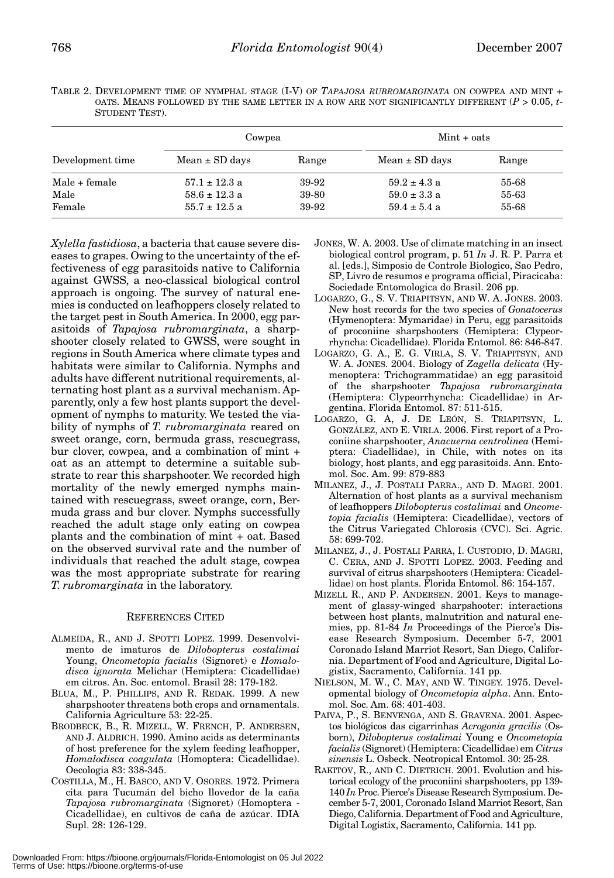TABLE 2. DEVELOPMENT TIME OF NYMPHAL STAGE (I-V) OF *TAPAJOSA RUBROMARGINATA* ON COWPEA AND MINT + OATS. MEANS FOLLOWED BY THE SAME LETTER IN A ROW ARE NOT SIGNIFICANTLY DIFFERENT ($P > 0.05$, *t*-STUDENT TEST).

| Development time | Cowpea | | Mint + oats | |
|---|---|---|---|---|
| | Mean ± SD days | Range | Mean ± SD days | Range |
| Male + female | 57.1 ± 12.3 a | 39-92 | 59.2 ± 4.3 a | 55-68 |
| Male | 58.6 ± 12.3 a | 39-80 | 59.0 ± 3.3 a | 55-63 |
| Female | 55.7 ± 12.5 a | 39-92 | 59.4 ± 5.4 a | 55-68 |

*Xylella fastidiosa*, a bacteria that cause severe diseases to grapes. Owing to the uncertainty of the effectiveness of egg parasitoids native to California against GWSS, a neo-classical biological control approach is ongoing. The survey of natural enemies is conducted on leafhoppers closely related to the target pest in South America. In 2000, egg parasitoids of *Tapajosa rubromarginata*, a sharpshooter closely related to GWSS, were sought in regions in South America where climate types and habitats were similar to California. Nymphs and adults have different nutritional requirements, alternating host plant as a survival mechanism. Apparently, only a few host plants support the development of nymphs to maturity. We tested the viability of nymphs of *T. rubromarginata* reared on sweet orange, corn, bermuda grass, rescuegrass, bur clover, cowpea, and a combination of mint + oat as an attempt to determine a suitable substrate to rear this sharpshooter. We recorded high mortality of the newly emerged nymphs maintained with rescuegrass, sweet orange, corn, Bermuda grass and bur clover. Nymphs successfully reached the adult stage only eating on cowpea plants and the combination of mint + oat. Based on the observed survival rate and the number of individuals that reached the adult stage, cowpea was the most appropriate substrate for rearing *T. rubromarginata* in the laboratory.

## REFERENCES CITED

ALMEIDA, R., AND J. SPOTTI LOPEZ. 1999. Desenvolvimento de imaturos de *Dilobopterus costalimai* Young, *Oncometopia facialis* (Signoret) e *Homalodisca ignorata* Melichar (Hemiptera: Cicadellidae) em citros. An. Soc. entomol. Brasil 28: 179-182.

BLUA, M., P. PHILLIPS, AND R. REDAK. 1999. A new sharpshooter threatens both crops and ornamentals. California Agriculture 53: 22-25.

BRODBECK, B., R. MIZELL, W. FRENCH, P. ANDERSEN, AND J. ALDRICH. 1990. Amino acids as determinants of host preference for the xylem feeding leafhopper, *Homalodisca coagulata* (Homoptera: Cicadellidae). Oecologia 83: 338-345.

COSTILLA, M., H. BASCO, AND V. OSORES. 1972. Primera cita para Tucumán del bicho llovedor de la caña *Tapajosa rubromarginata* (Signoret) (Homoptera - Cicadellidae), en cultivos de caña de azúcar. IDIA Supl. 28: 126-129.

JONES, W. A. 2003. Use of climate matching in an insect biological control program, p. 51 *In* J. R. P. Parra et al. [eds.], Simposio de Controle Biologico, Sao Pedro, SP, Livro de resumos e programa official, Piracicaba: Sociedade Entomologica do Brasil. 206 pp.

LOGARZO, G., S. V. TRIAPITSYN, AND W. A. JONES. 2003. New host records for the two species of *Gonatocerus* (Hymenoptera: Mymaridae) in Peru, egg parasitoids of proconiine sharpshooters (Hemiptera: Clypeorrhyncha: Cicadellidae). Florida Entomol. 86: 846-847.

LOGARZO, G. A., E. G. VIRLA, S. V. TRIAPITSYN, AND W. A. JONES. 2004. Biology of *Zagella delicata* (Hymenoptera: Trichogrammatidae) an egg parasitoid of the sharpshooter *Tapajosa rubromarginata* (Hemiptera: Clypeorrhyncha: Cicadellidae) in Argentina. Florida Entomol. 87: 511-515.

LOGARZO, G. A, J. DE LEÓN, S. TRIAPITSYN, L. GONZÁLEZ, AND E. VIRLA. 2006. First report of a Proconiine sharpshooter, *Anacuerna centrolinea* (Hemiptera: Ciadellidae), in Chile, with notes on its biology, host plants, and egg parasitoids. Ann. Entomol. Soc. Am. 99: 879-883

MILANEZ, J., J. POSTALI PARRA., AND D. MAGRI. 2001. Alternation of host plants as a survival mechanism of leafhoppers *Dilobopterus costalimai* and *Oncometopia facialis* (Hemiptera: Cicadellidae), vectors of the Citrus Variegated Chlorosis (CVC). Sci. Agric. 58: 699-702.

MILANEZ, J., J. POSTALI PARRA, I. CUSTODIO, D. MAGRI, C. CERA, AND J. SPOTTI LOPEZ. 2003. Feeding and survival of citrus sharpshooters (Hemiptera: Cicadellidae) on host plants. Florida Entomol. 86: 154-157.

MIZELL R., AND P. ANDERSEN. 2001. Keys to management of glassy-winged sharpshooter: interactions between host plants, malnutrition and natural enemies, pp. 81-84 *In* Proceedings of the Pierce's Disease Research Symposium. December 5-7, 2001 Coronado Island Marriot Resort, San Diego, California. Department of Food and Agriculture, Digital Logistix, Sacramento, California. 141 pp.

NIELSON, M. W., C. MAY, AND W. TINGEY. 1975. Developmental biology of *Oncometopia alpha*. Ann. Entomol. Soc. Am. 68: 401-403.

PAIVA, P., S. BENVENGA, AND S. GRAVENA. 2001. Aspectos biológicos das cigarrinhas *Acrogonia gracilis* (Osborn), *Dilobopterus costalimai* Young e *Oncometopia facialis* (Signoret) (Hemiptera: Cicadellidae) em *Citrus sinensis* L. Osbeck. Neotropical Entomol. 30: 25-28.

RAKITOV, R., AND C. DIETRICH. 2001. Evolution and historical ecology of the proconiini sharpshooters, pp 139-140 *In* Proc. Pierce's Disease Research Symposium. December 5-7, 2001, Coronado Island Marriot Resort, San Diego, California. Department of Food and Agriculture, Digital Logistix, Sacramento, California. 141 pp.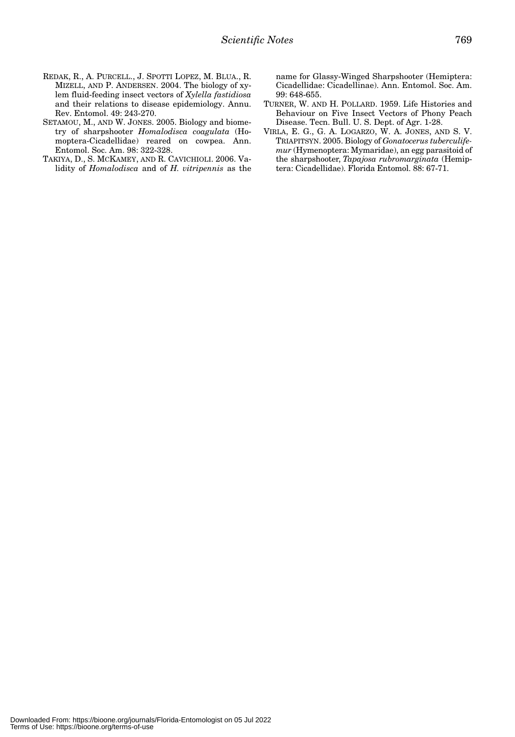REDAK, R., A. PURCELL., J. SPOTTI LOPEZ, M. BLUA., R. MIZELL, AND P. ANDERSEN. 2004. The biology of xylem fluid-feeding insect vectors of *Xylella fastidiosa* and their relations to disease epidemiology. Annu. Rev. Entomol. 49: 243-270.

SETAMOU, M., AND W. JONES. 2005. Biology and biometry of sharpshooter *Homalodisca coagulata* (Homoptera-Cicadellidae) reared on cowpea. Ann. Entomol. Soc. Am. 98: 322-328.

TAKIYA, D., S. MCKAMEY, AND R. CAVICHIOLI. 2006. Validity of *Homalodisca* and of *H. vitripennis* as the name for Glassy-Winged Sharpshooter (Hemiptera: Cicadellidae: Cicadellinae). Ann. Entomol. Soc. Am. 99: 648-655.

TURNER, W. AND H. POLLARD. 1959. Life Histories and Behaviour on Five Insect Vectors of Phony Peach Disease. Tecn. Bull. U. S. Dept. of Agr. 1-28.

VIRLA, E. G., G. A. LOGARZO, W. A. JONES, AND S. V. TRIAPITSYN. 2005. Biology of *Gonatocerus tuberculifemur* (Hymenoptera: Mymaridae), an egg parasitoid of the sharpshooter, *Tapajosa rubromarginata* (Hemiptera: Cicadellidae). Florida Entomol. 88: 67-71.